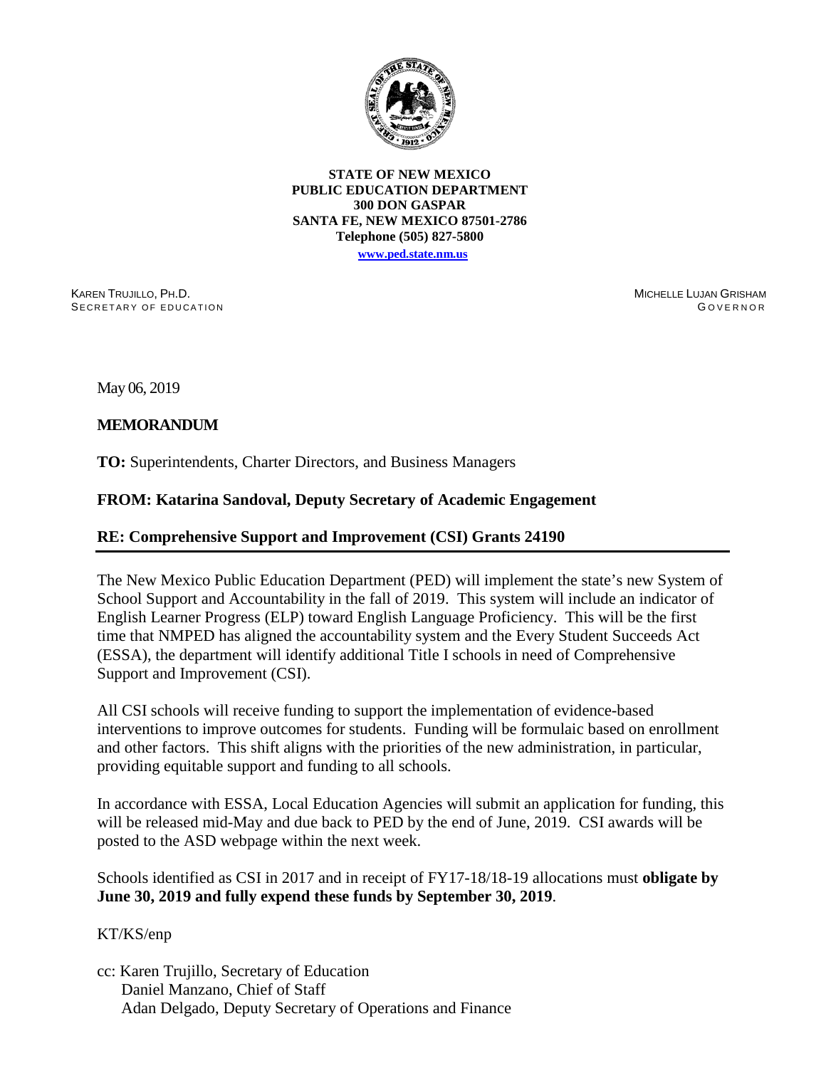**STATE OF NEW MEXICO**
**PUBLIC EDUCATION DEPARTMENT**
**300 DON GASPAR**
**SANTA FE, NEW MEXICO 87501-2786**
**Telephone (505) 827-5800**
**www.ped.state.nm.us**

KAREN TRUJILLO, PH.D.
SECRETARY OF EDUCATION

MICHELLE LUJAN GRISHAM
GOVERNOR

May 06, 2019

**MEMORANDUM**

**TO:** Superintendents, Charter Directors, and Business Managers

**FROM: Katarina Sandoval, Deputy Secretary of Academic Engagement**

**RE: Comprehensive Support and Improvement (CSI) Grants 24190**

---

The New Mexico Public Education Department (PED) will implement the state's new System of School Support and Accountability in the fall of 2019. This system will include an indicator of English Learner Progress (ELP) toward English Language Proficiency. This will be the first time that NMPED has aligned the accountability system and the Every Student Succeeds Act (ESSA), the department will identify additional Title I schools in need of Comprehensive Support and Improvement (CSI).

All CSI schools will receive funding to support the implementation of evidence-based interventions to improve outcomes for students. Funding will be formulaic based on enrollment and other factors. This shift aligns with the priorities of the new administration, in particular, providing equitable support and funding to all schools.

In accordance with ESSA, Local Education Agencies will submit an application for funding, this will be released mid-May and due back to PED by the end of June, 2019. CSI awards will be posted to the ASD webpage within the next week.

Schools identified as CSI in 2017 and in receipt of FY17-18/18-19 allocations must **obligate by June 30, 2019 and fully expend these funds by September 30, 2019**.

KT/KS/enp

cc: Karen Trujillo, Secretary of Education
Daniel Manzano, Chief of Staff
Adan Delgado, Deputy Secretary of Operations and Finance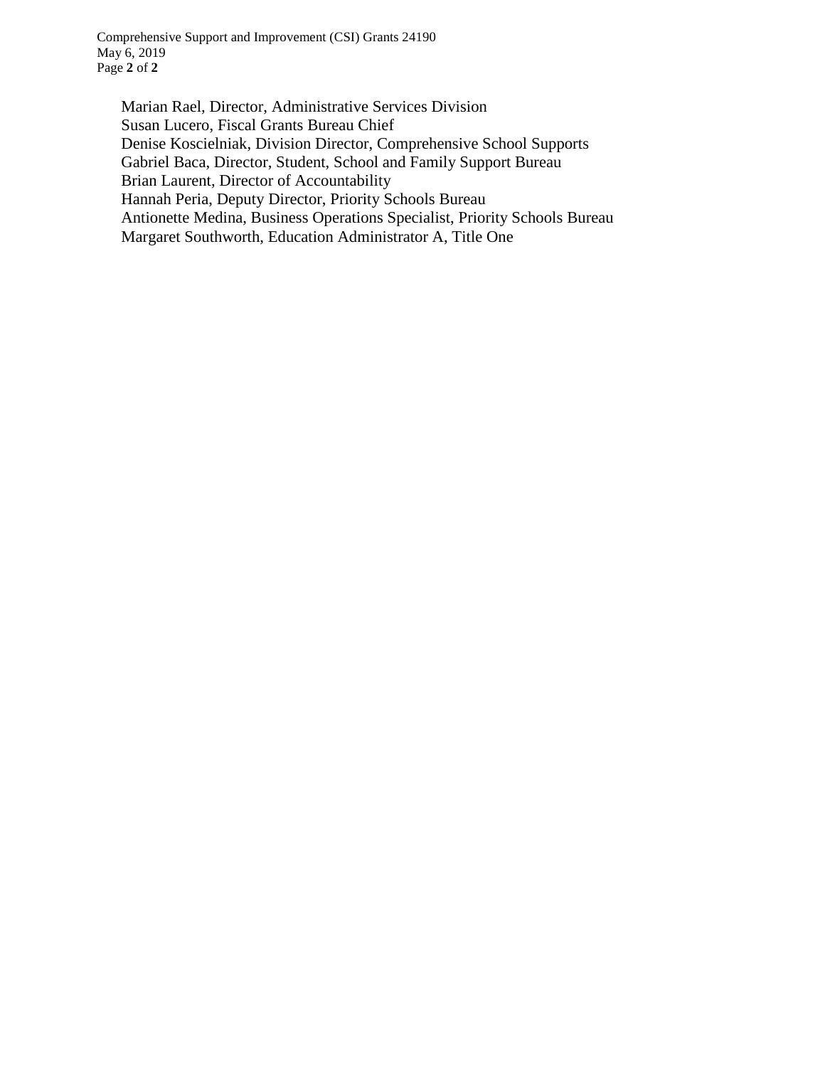Marian Rael, Director, Administrative Services Division
Susan Lucero, Fiscal Grants Bureau Chief
Denise Koscielniak, Division Director, Comprehensive School Supports
Gabriel Baca, Director, Student, School and Family Support Bureau
Brian Laurent, Director of Accountability
Hannah Peria, Deputy Director, Priority Schools Bureau
Antionette Medina, Business Operations Specialist, Priority Schools Bureau
Margaret Southworth, Education Administrator A, Title One